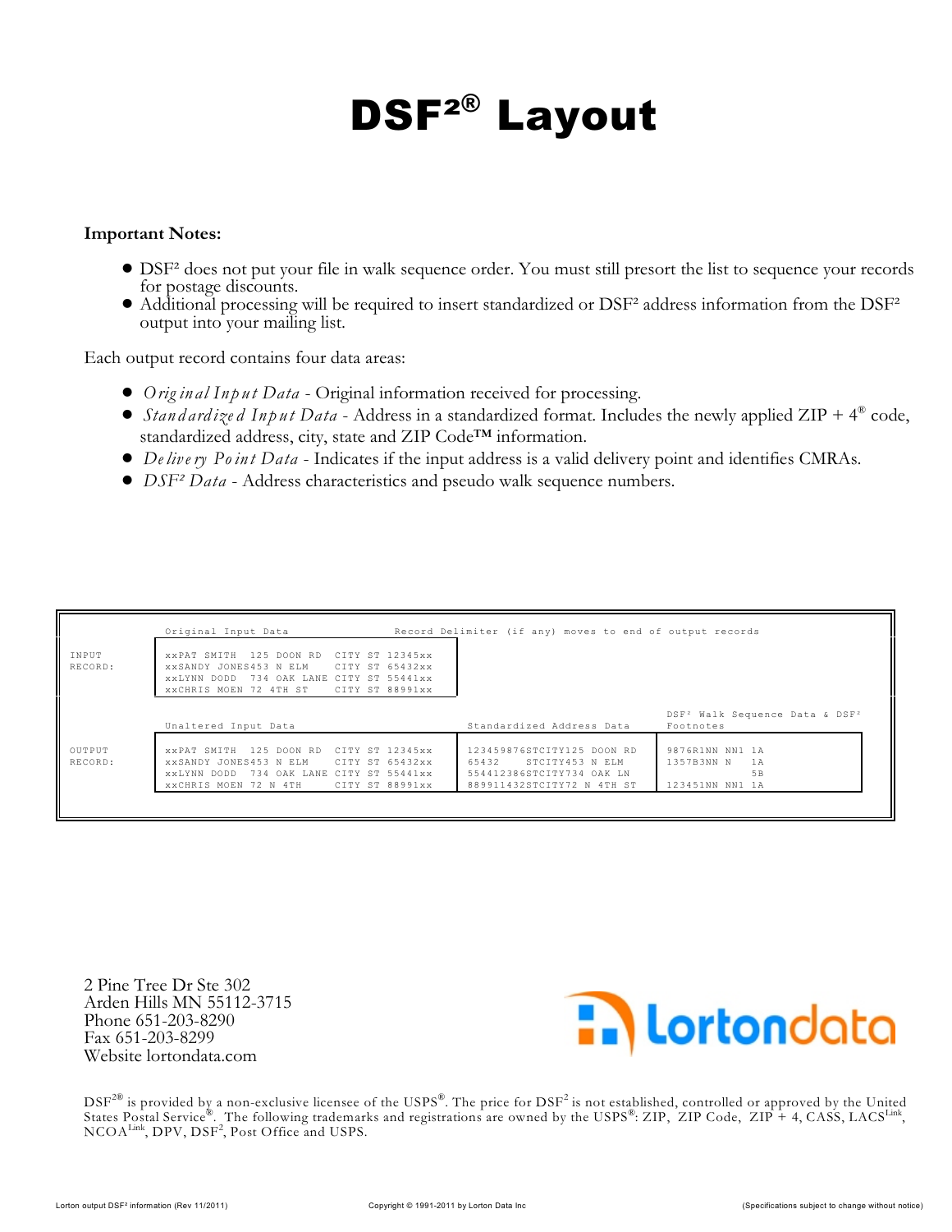# DSF²® Layout

**Important Notes:**

- DSF² does not put your file in walk sequence order. You must still presort the list to sequence your records for postage discounts.
- Additional processing will be required to insert standardized or DSF² address information from the DSF² output into your mailing list.

Each output record contains four data areas:

- *Original Input Data* - Original information received for processing.
- *Standardized Input Data* - Address in a standardized format. Includes the newly applied ZIP + 4® code, standardized address, city, state and ZIP Code™ information.
- *Delivery Point Data* - Indicates if the input address is a valid delivery point and identifies CMRAs.
- *DSF² Data* - Address characteristics and pseudo walk sequence numbers.

```
              Original Input Data                 Record Delimiter (if any) moves to end of output records

INPUT         xxPAT SMITH  125 DOON RD  CITY ST 12345xx
RECORD:       xxSANDY JONES453 N ELM    CITY ST 65432xx
              xxLYNN DODD  734 OAK LANE CITY ST 55441xx
              xxCHRIS MOEN 72 4TH ST    CITY ST 88991xx

                                                                                 DSF² Walk Sequence Data & DSF²
              Unaltered Input Data                     Standardized Address Data Footnotes

OUTPUT        xxPAT SMITH  125 DOON RD  CITY ST 12345xx  123459876STCITY125 DOON RD  9876R1NN NN1 1A
RECORD:       xxSANDY JONES453 N ELM    CITY ST 65432xx  65432    STCITY453 N ELM    1357B3NN N   1A
              xxLYNN DODD  734 OAK LANE CITY ST 55441xx  554412386STCITY734 OAK LN             5B
              xxCHRIS MOEN 72 N 4TH     CITY ST 88991xx  889911432STCITY72 N 4TH ST  123451NN NN1 1A
```

2 Pine Tree Dr Ste 302
Arden Hills MN 55112-3715
Phone 651-203-8290
Fax 651-203-8299
Website lortondata.com

lortondata

DSF²® is provided by a non-exclusive licensee of the USPS®. The price for DSF² is not established, controlled or approved by the United States Postal Service®. The following trademarks and registrations are owned by the USPS®: ZIP, ZIP Code, ZIP + 4, CASS, LACS^Link, NCOA^Link, DPV, DSF², Post Office and USPS.

Lorton output DSF² information (Rev 11/2011) Copyright © 1991-2011 by Lorton Data Inc (Specifications subject to change without notice)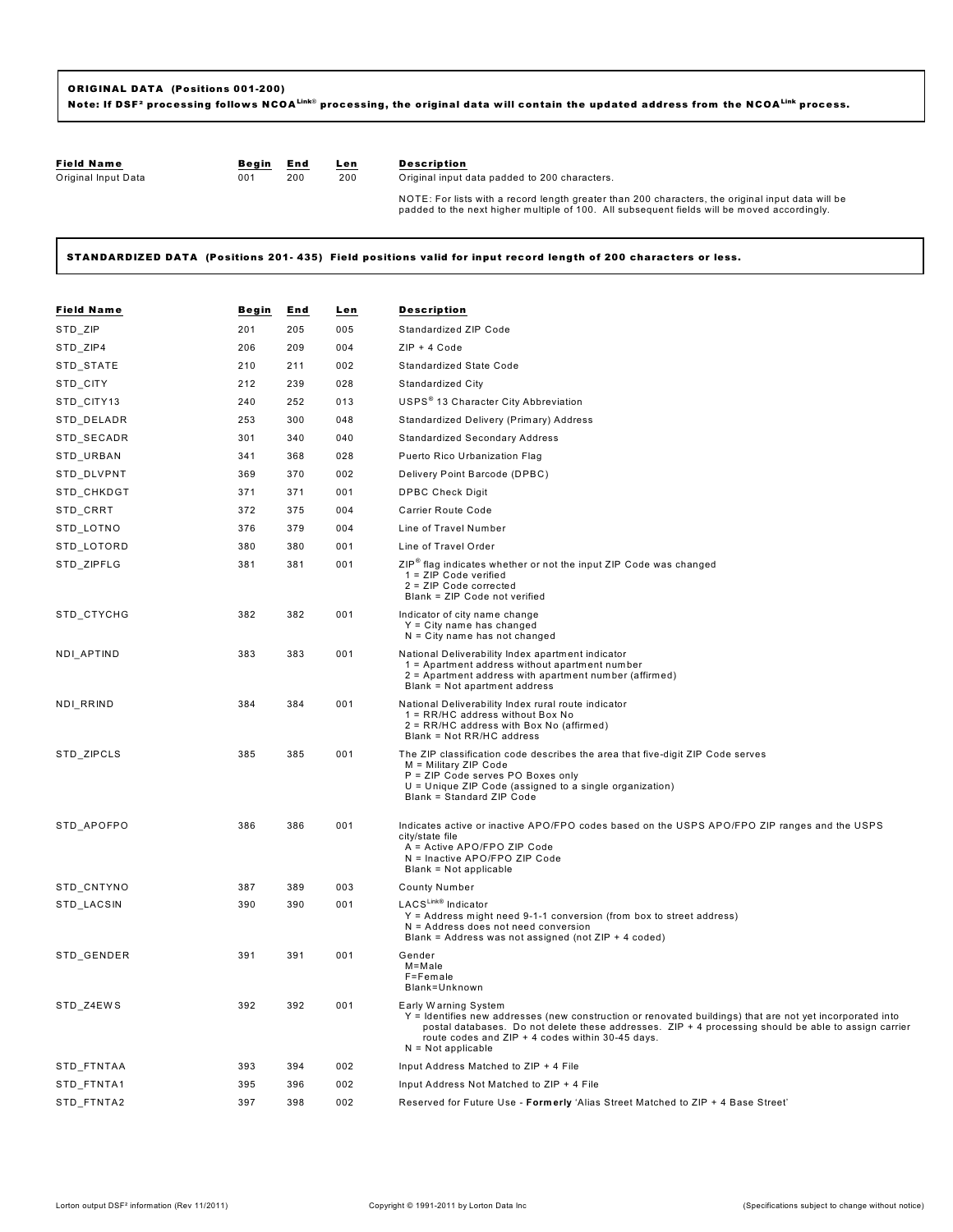**ORIGINAL DATA (Positions 001-200)**
**Note: If DSF² processing follows NCOA[Link®] processing, the original data will contain the updated address from the NCOA[Link] process.**

| Field Name | Begin | End | Len | Description |
|---|---|---|---|---|
| Original Input Data | 001 | 200 | 200 | Original input data padded to 200 characters.<br><br>NOTE: For lists with a record length greater than 200 characters, the original input data will be padded to the next higher multiple of 100. All subsequent fields will be moved accordingly. |

**STANDARDIZED DATA (Positions 201- 435) Field positions valid for input record length of 200 characters or less.**

| Field Name | Begin | End | Len | Description |
|---|---|---|---|---|
| STD_ZIP | 201 | 205 | 005 | Standardized ZIP Code |
| STD_ZIP4 | 206 | 209 | 004 | ZIP + 4 Code |
| STD_STATE | 210 | 211 | 002 | Standardized State Code |
| STD_CITY | 212 | 239 | 028 | Standardized City |
| STD_CITY13 | 240 | 252 | 013 | USPS® 13 Character City Abbreviation |
| STD_DELADR | 253 | 300 | 048 | Standardized Delivery (Primary) Address |
| STD_SECADR | 301 | 340 | 040 | Standardized Secondary Address |
| STD_URBAN | 341 | 368 | 028 | Puerto Rico Urbanization Flag |
| STD_DLVPNT | 369 | 370 | 002 | Delivery Point Barcode (DPBC) |
| STD_CHKDGT | 371 | 371 | 001 | DPBC Check Digit |
| STD_CRRT | 372 | 375 | 004 | Carrier Route Code |
| STD_LOTNO | 376 | 379 | 004 | Line of Travel Number |
| STD_LOTORD | 380 | 380 | 001 | Line of Travel Order |
| STD_ZIPFLG | 381 | 381 | 001 | ZIP® flag indicates whether or not the input ZIP Code was changed<br>1 = ZIP Code verified<br>2 = ZIP Code corrected<br>Blank = ZIP Code not verified |
| STD_CTYCHG | 382 | 382 | 001 | Indicator of city name change<br>Y = City name has changed<br>N = City name has not changed |
| NDI_APTIND | 383 | 383 | 001 | National Deliverability Index apartment indicator<br>1 = Apartment address without apartment number<br>2 = Apartment address with apartment number (affirmed)<br>Blank = Not apartment address |
| NDI_RRIND | 384 | 384 | 001 | National Deliverability Index rural route indicator<br>1 = RR/HC address without Box No<br>2 = RR/HC address with Box No (affirmed)<br>Blank = Not RR/HC address |
| STD_ZIPCLS | 385 | 385 | 001 | The ZIP classification code describes the area that five-digit ZIP Code serves<br>M = Military ZIP Code<br>P = ZIP Code serves PO Boxes only<br>U = Unique ZIP Code (assigned to a single organization)<br>Blank = Standard ZIP Code |
| STD_APOFPO | 386 | 386 | 001 | Indicates active or inactive APO/FPO codes based on the USPS APO/FPO ZIP ranges and the USPS city/state file<br>A = Active APO/FPO ZIP Code<br>N = Inactive APO/FPO ZIP Code<br>Blank = Not applicable |
| STD_CNTYNO | 387 | 389 | 003 | County Number |
| STD_LACSIN | 390 | 390 | 001 | LACS[Link®] Indicator<br>Y = Address might need 9-1-1 conversion (from box to street address)<br>N = Address does not need conversion<br>Blank = Address was not assigned (not ZIP + 4 coded) |
| STD_GENDER | 391 | 391 | 001 | Gender<br>M=Male<br>F=Female<br>Blank=Unknown |
| STD_Z4EWS | 392 | 392 | 001 | Early Warning System<br>Y = Identifies new addresses (new construction or renovated buildings) that are not yet incorporated into postal databases. Do not delete these addresses. ZIP + 4 processing should be able to assign carrier route codes and ZIP + 4 codes within 30-45 days.<br>N = Not applicable |
| STD_FTNTAA | 393 | 394 | 002 | Input Address Matched to ZIP + 4 File |
| STD_FTNTA1 | 395 | 396 | 002 | Input Address Not Matched to ZIP + 4 File |
| STD_FTNTA2 | 397 | 398 | 002 | Reserved for Future Use - **Formerly** 'Alias Street Matched to ZIP + 4 Base Street' |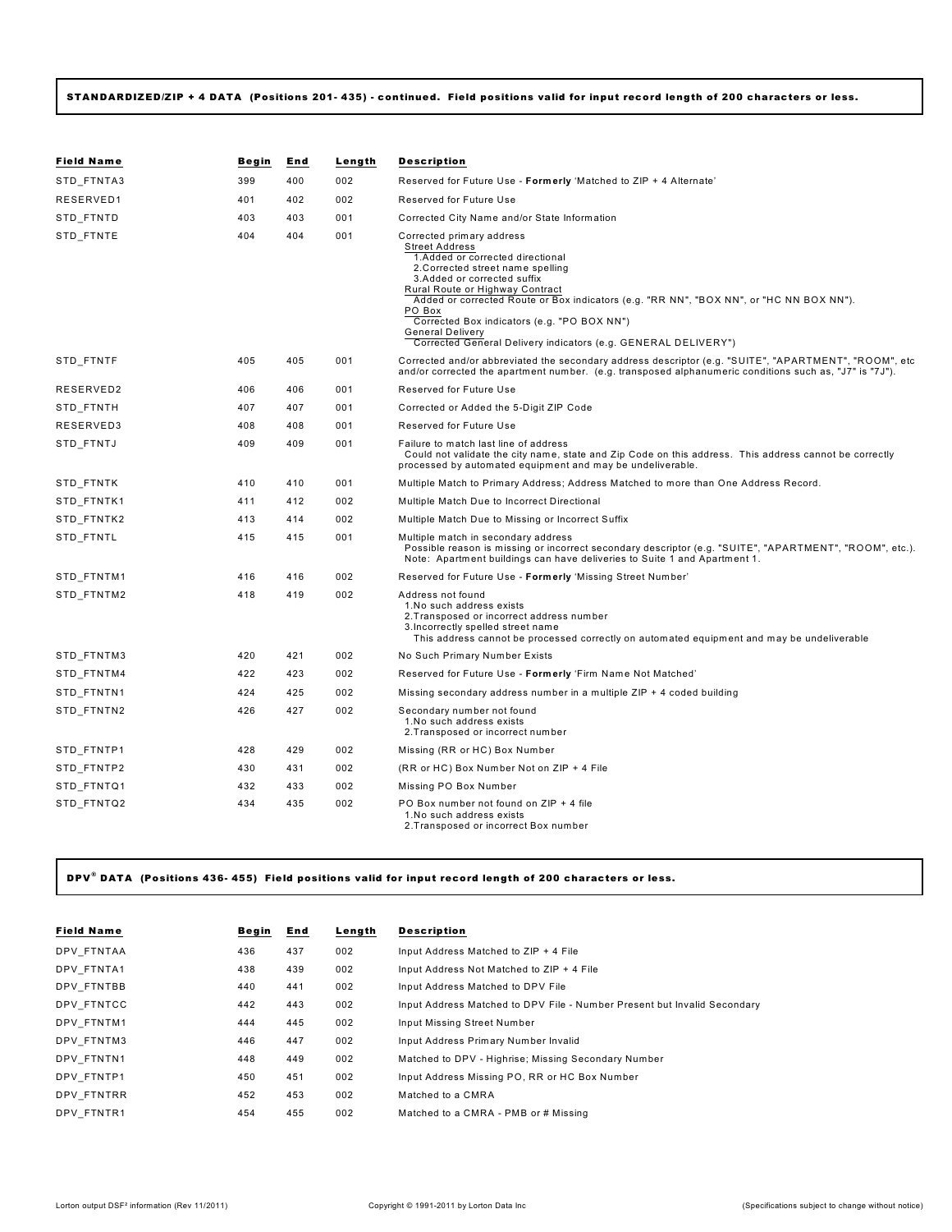**STANDARDIZED/ZIP + 4 DATA (Positions 201- 435) - continued. Field positions valid for input record length of 200 characters or less.**

| Field Name | Begin | End | Length | Description |
|---|---|---|---|---|
| STD_FTNTA3 | 399 | 400 | 002 | Reserved for Future Use - **Formerly** 'Matched to ZIP + 4 Alternate' |
| RESERVED1 | 401 | 402 | 002 | Reserved for Future Use |
| STD_FTNTD | 403 | 403 | 001 | Corrected City Name and/or State Information |
| STD_FTNTE | 404 | 404 | 001 | Corrected primary address<br>Street Address<br>1.Added or corrected directional<br>2.Corrected street name spelling<br>3.Added or corrected suffix<br>Rural Route or Highway Contract<br>Added or corrected Route or Box indicators (e.g. "RR NN", "BOX NN", or "HC NN BOX NN").<br>PO Box<br>Corrected Box indicators (e.g. "PO BOX NN")<br>General Delivery<br>Corrected General Delivery indicators (e.g. GENERAL DELIVERY") |
| STD_FTNTF | 405 | 405 | 001 | Corrected and/or abbreviated the secondary address descriptor (e.g. "SUITE", "APARTMENT", "ROOM", etc and/or corrected the apartment number. (e.g. transposed alphanumeric conditions such as, "J7" is "7J"). |
| RESERVED2 | 406 | 406 | 001 | Reserved for Future Use |
| STD_FTNTH | 407 | 407 | 001 | Corrected or Added the 5-Digit ZIP Code |
| RESERVED3 | 408 | 408 | 001 | Reserved for Future Use |
| STD_FTNTJ | 409 | 409 | 001 | Failure to match last line of address<br>Could not validate the city name, state and Zip Code on this address. This address cannot be correctly processed by automated equipment and may be undeliverable. |
| STD_FTNTK | 410 | 410 | 001 | Multiple Match to Primary Address; Address Matched to more than One Address Record. |
| STD_FTNTK1 | 411 | 412 | 002 | Multiple Match Due to Incorrect Directional |
| STD_FTNTK2 | 413 | 414 | 002 | Multiple Match Due to Missing or Incorrect Suffix |
| STD_FTNTL | 415 | 415 | 001 | Multiple match in secondary address<br>Possible reason is missing or incorrect secondary descriptor (e.g. "SUITE", "APARTMENT", "ROOM", etc.).<br>Note: Apartment buildings can have deliveries to Suite 1 and Apartment 1. |
| STD_FTNTM1 | 416 | 416 | 002 | Reserved for Future Use - **Formerly** 'Missing Street Number' |
| STD_FTNTM2 | 418 | 419 | 002 | Address not found<br>1.No such address exists<br>2.Transposed or incorrect address number<br>3.Incorrectly spelled street name<br>This address cannot be processed correctly on automated equipment and may be undeliverable |
| STD_FTNTM3 | 420 | 421 | 002 | No Such Primary Number Exists |
| STD_FTNTM4 | 422 | 423 | 002 | Reserved for Future Use - **Formerly** 'Firm Name Not Matched' |
| STD_FTNTN1 | 424 | 425 | 002 | Missing secondary address number in a multiple ZIP + 4 coded building |
| STD_FTNTN2 | 426 | 427 | 002 | Secondary number not found<br>1.No such address exists<br>2.Transposed or incorrect number |
| STD_FTNTP1 | 428 | 429 | 002 | Missing (RR or HC) Box Number |
| STD_FTNTP2 | 430 | 431 | 002 | (RR or HC) Box Number Not on ZIP + 4 File |
| STD_FTNTQ1 | 432 | 433 | 002 | Missing PO Box Number |
| STD_FTNTQ2 | 434 | 435 | 002 | PO Box number not found on ZIP + 4 file<br>1.No such address exists<br>2.Transposed or incorrect Box number |

**DPV® DATA (Positions 436- 455) Field positions valid for input record length of 200 characters or less.**

| Field Name | Begin | End | Length | Description |
|---|---|---|---|---|
| DPV_FTNTAA | 436 | 437 | 002 | Input Address Matched to ZIP + 4 File |
| DPV_FTNTA1 | 438 | 439 | 002 | Input Address Not Matched to ZIP + 4 File |
| DPV_FTNTBB | 440 | 441 | 002 | Input Address Matched to DPV File |
| DPV_FTNTCC | 442 | 443 | 002 | Input Address Matched to DPV File - Number Present but Invalid Secondary |
| DPV_FTNTM1 | 444 | 445 | 002 | Input Missing Street Number |
| DPV_FTNTM3 | 446 | 447 | 002 | Input Address Primary Number Invalid |
| DPV_FTNTN1 | 448 | 449 | 002 | Matched to DPV - Highrise; Missing Secondary Number |
| DPV_FTNTP1 | 450 | 451 | 002 | Input Address Missing PO, RR or HC Box Number |
| DPV_FTNTRR | 452 | 453 | 002 | Matched to a CMRA |
| DPV_FTNTR1 | 454 | 455 | 002 | Matched to a CMRA - PMB or # Missing |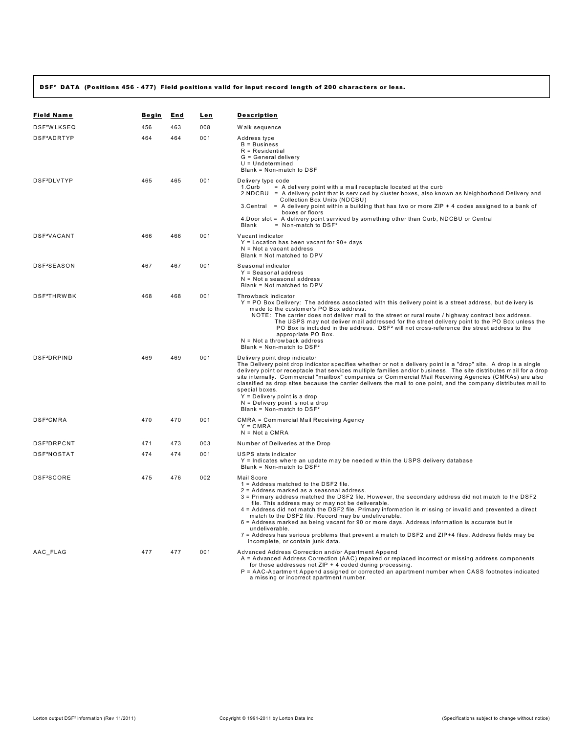**DSF² DATA (Positions 456 - 477) Field positions valid for input record length of 200 characters or less.**

| Field Name | Begin | End | Len | Description |
|---|---|---|---|---|
| DSF²WLKSEQ | 456 | 463 | 008 | Walk sequence |
| DSF²ADRTYP | 464 | 464 | 001 | Address type<br>B = Business<br>R = Residential<br>G = General delivery<br>U = Undetermined<br>Blank = Non-match to DSF |
| DSF²DLVTYP | 465 | 465 | 001 | Delivery type code<br>1.Curb = A delivery point with a mail receptacle located at the curb<br>2.NDCBU = A delivery point that is serviced by cluster boxes, also known as Neighborhood Delivery and Collection Box Units (NDCBU)<br>3.Central = A delivery point within a building that has two or more ZIP + 4 codes assigned to a bank of boxes or floors<br>4.Door slot = A delivery point serviced by something other than Curb, NDCBU or Central<br>Blank = Non-match to DSF² |
| DSF²VACANT | 466 | 466 | 001 | Vacant indicator<br>Y = Location has been vacant for 90+ days<br>N = Not a vacant address<br>Blank = Not matched to DPV |
| DSF²SEASON | 467 | 467 | 001 | Seasonal indicator<br>Y = Seasonal address<br>N = Not a seasonal address<br>Blank = Not matched to DPV |
| DSF²THRWBK | 468 | 468 | 001 | Throwback indicator<br>Y = PO Box Delivery: The address associated with this delivery point is a street address, but delivery is made to the customer's PO Box address.<br>NOTE: The carrier does not deliver mail to the street or rural route / highway contract box address. The USPS may not deliver mail addressed for the street delivery point to the PO Box unless the PO Box is included in the address. DSF² will not cross-reference the street address to the appropriate PO Box.<br>N = Not a throwback address<br>Blank = Non-match to DSF² |
| DSF²DRPIND | 469 | 469 | 001 | Delivery point drop indicator<br>The Delivery point drop indicator specifies whether or not a delivery point is a "drop" site. A drop is a single delivery point or receptacle that services multiple families and/or business. The site distributes mail for a drop site internally. Commercial "mailbox" companies or Commercial Mail Receiving Agencies (CMRAs) are also classified as drop sites because the carrier delivers the mail to one point, and the company distributes mail to special boxes.<br>Y = Delivery point is a drop<br>N = Delivery point is not a drop<br>Blank = Non-match to DSF² |
| DSF²CMRA | 470 | 470 | 001 | CMRA = Commercial Mail Receiving Agency<br>Y = CMRA<br>N = Not a CMRA |
| DSF²DRPCNT | 471 | 473 | 003 | Number of Deliveries at the Drop |
| DSF²NOSTAT | 474 | 474 | 001 | USPS stats indicator<br>Y = Indicates where an update may be needed within the USPS delivery database<br>Blank = Non-match to DSF² |
| DSF²SCORE | 475 | 476 | 002 | Mail Score<br>1 = Address matched to the DSF2 file.<br>2 = Address marked as a seasonal address.<br>3 = Primary address matched the DSF2 file. However, the secondary address did not match to the DSF2 file. This address may or may not be deliverable.<br>4 = Address did not match the DSF2 file. Primary information is missing or invalid and prevented a direct match to the DSF2 file. Record may be undeliverable.<br>6 = Address marked as being vacant for 90 or more days. Address information is accurate but is undeliverable.<br>7 = Address has serious problems that prevent a match to DSF2 and ZIP+4 files. Address fields may be incomplete, or contain junk data. |
| AAC_FLAG | 477 | 477 | 001 | Advanced Address Correction and/or Apartment Append<br>A = Advanced Address Correction (AAC) repaired or replaced incorrect or missing address components for those addresses not ZIP + 4 coded during processing.<br>P = AAC-Apartment Append assigned or corrected an apartment number when CASS footnotes indicated a missing or incorrect apartment number. |

Lorton output DSF² information (Rev 11/2011) Copyright © 1991-2011 by Lorton Data Inc (Specifications subject to change without notice)